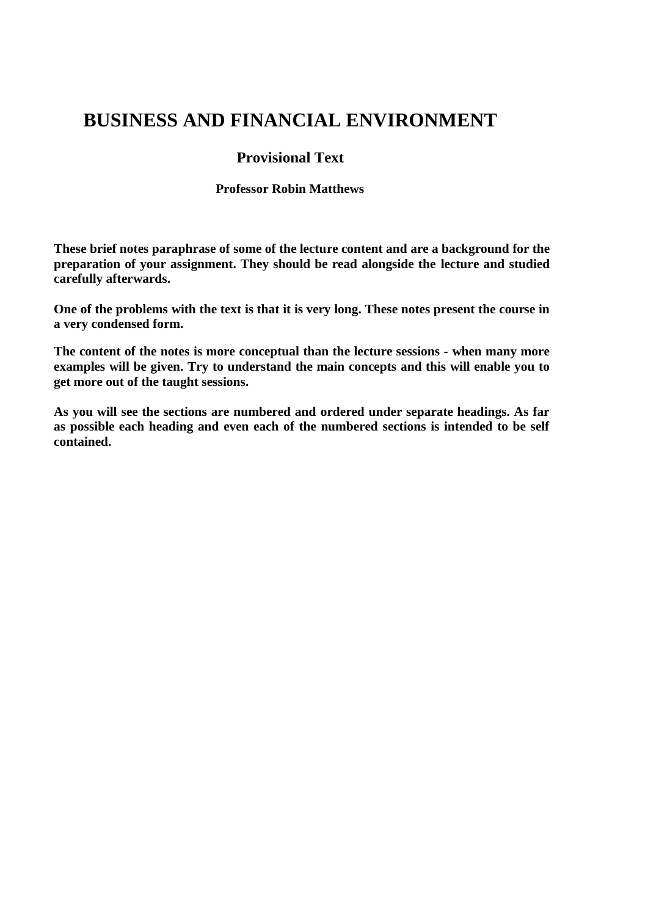# BUSINESS AND FINANCIAL ENVIRONMENT

## Provisional Text

**Professor Robin Matthews**

**These brief notes paraphrase of some of the lecture content and are a background for the preparation of your assignment. They should be read alongside the lecture and studied carefully afterwards.**

**One of the problems with the text is that it is very long. These notes present the course in a very condensed form.**

**The content of the notes is more conceptual than the lecture sessions - when many more examples will be given. Try to understand the main concepts and this will enable you to get more out of the taught sessions.**

**As you will see the sections are numbered and ordered under separate headings. As far as possible each heading and even each of the numbered sections is intended to be self contained.**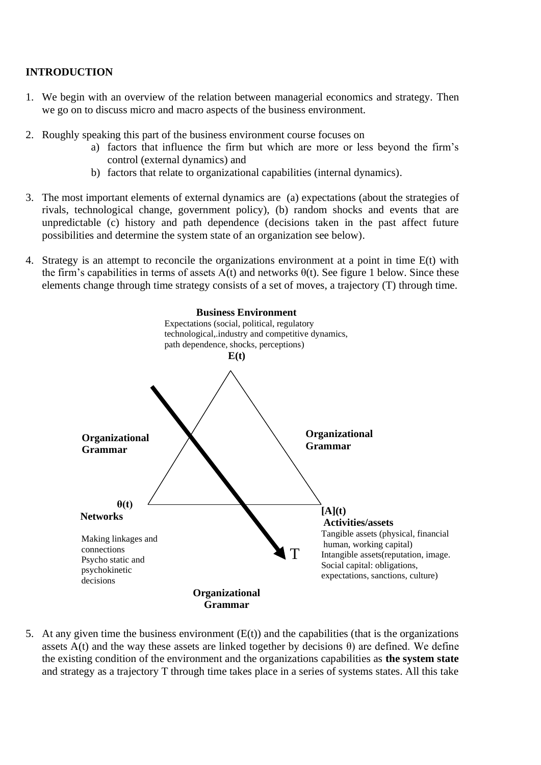## INTRODUCTION

1. We begin with an overview of the relation between managerial economics and strategy. Then we go on to discuss micro and macro aspects of the business environment.

2. Roughly speaking this part of the business environment course focuses on
   a) factors that influence the firm but which are more or less beyond the firm's control (external dynamics) and
   b) factors that relate to organizational capabilities (internal dynamics).

3. The most important elements of external dynamics are (a) expectations (about the strategies of rivals, technological change, government policy), (b) random shocks and events that are unpredictable (c) history and path dependence (decisions taken in the past affect future possibilities and determine the system state of an organization see below).

4. Strategy is an attempt to reconcile the organizations environment at a point in time E(t) with the firm's capabilities in terms of assets A(t) and networks θ(t). See figure 1 below. Since these elements change through time strategy consists of a set of moves, a trajectory (T) through time.

**Business Environment**
Expectations (social, political, regulatory technological,.industry and competitive dynamics, path dependence, shocks, perceptions)
**E(t)**

**Organizational Grammar**

**Organizational Grammar**

**θ(t)**
**Networks**
Making linkages and connections
Psycho static and psychokinetic decisions

T

**[A](t)**
**Activities/assets**
Tangible assets (physical, financial human, working capital)
Intangible assets(reputation, image.
Social capital: obligations, expectations, sanctions, culture)

**Organizational Grammar**

5. At any given time the business environment (E(t)) and the capabilities (that is the organizations assets A(t) and the way these assets are linked together by decisions θ) are defined. We define the existing condition of the environment and the organizations capabilities as **the system state** and strategy as a trajectory T through time takes place in a series of systems states. All this take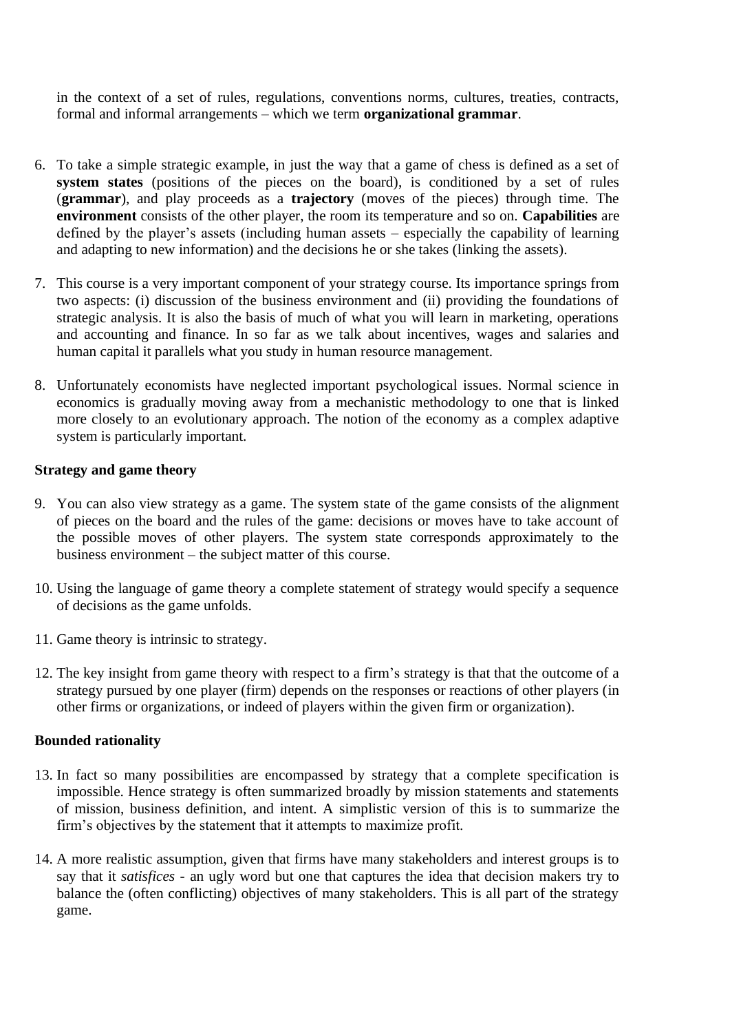in the context of a set of rules, regulations, conventions norms, cultures, treaties, contracts, formal and informal arrangements – which we term **organizational grammar**.

6. To take a simple strategic example, in just the way that a game of chess is defined as a set of **system states** (positions of the pieces on the board), is conditioned by a set of rules (**grammar**), and play proceeds as a **trajectory** (moves of the pieces) through time. The **environment** consists of the other player, the room its temperature and so on. **Capabilities** are defined by the player's assets (including human assets – especially the capability of learning and adapting to new information) and the decisions he or she takes (linking the assets).

7. This course is a very important component of your strategy course. Its importance springs from two aspects: (i) discussion of the business environment and (ii) providing the foundations of strategic analysis. It is also the basis of much of what you will learn in marketing, operations and accounting and finance. In so far as we talk about incentives, wages and salaries and human capital it parallels what you study in human resource management.

8. Unfortunately economists have neglected important psychological issues. Normal science in economics is gradually moving away from a mechanistic methodology to one that is linked more closely to an evolutionary approach. The notion of the economy as a complex adaptive system is particularly important.

**Strategy and game theory**

9. You can also view strategy as a game. The system state of the game consists of the alignment of pieces on the board and the rules of the game: decisions or moves have to take account of the possible moves of other players. The system state corresponds approximately to the business environment – the subject matter of this course.

10. Using the language of game theory a complete statement of strategy would specify a sequence of decisions as the game unfolds.

11. Game theory is intrinsic to strategy.

12. The key insight from game theory with respect to a firm's strategy is that that the outcome of a strategy pursued by one player (firm) depends on the responses or reactions of other players (in other firms or organizations, or indeed of players within the given firm or organization).

**Bounded rationality**

13. In fact so many possibilities are encompassed by strategy that a complete specification is impossible. Hence strategy is often summarized broadly by mission statements and statements of mission, business definition, and intent. A simplistic version of this is to summarize the firm's objectives by the statement that it attempts to maximize profit.

14. A more realistic assumption, given that firms have many stakeholders and interest groups is to say that it *satisfices* - an ugly word but one that captures the idea that decision makers try to balance the (often conflicting) objectives of many stakeholders. This is all part of the strategy game.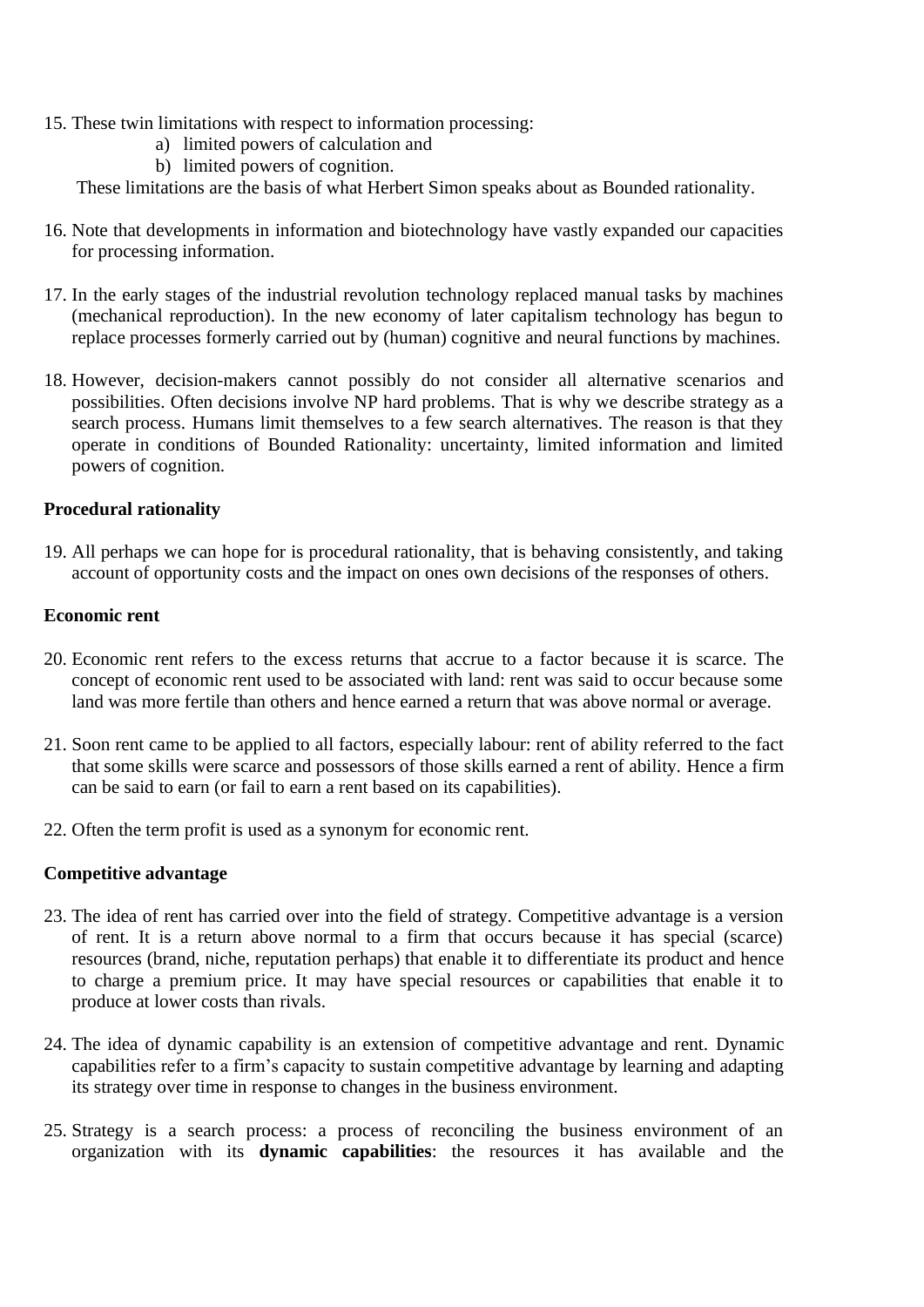15. These twin limitations with respect to information processing:
    a) limited powers of calculation and
    b) limited powers of cognition.

    These limitations are the basis of what Herbert Simon speaks about as Bounded rationality.

16. Note that developments in information and biotechnology have vastly expanded our capacities for processing information.

17. In the early stages of the industrial revolution technology replaced manual tasks by machines (mechanical reproduction). In the new economy of later capitalism technology has begun to replace processes formerly carried out by (human) cognitive and neural functions by machines.

18. However, decision-makers cannot possibly do not consider all alternative scenarios and possibilities. Often decisions involve NP hard problems. That is why we describe strategy as a search process. Humans limit themselves to a few search alternatives. The reason is that they operate in conditions of Bounded Rationality: uncertainty, limited information and limited powers of cognition.

**Procedural rationality**

19. All perhaps we can hope for is procedural rationality, that is behaving consistently, and taking account of opportunity costs and the impact on ones own decisions of the responses of others.

**Economic rent**

20. Economic rent refers to the excess returns that accrue to a factor because it is scarce. The concept of economic rent used to be associated with land: rent was said to occur because some land was more fertile than others and hence earned a return that was above normal or average.

21. Soon rent came to be applied to all factors, especially labour: rent of ability referred to the fact that some skills were scarce and possessors of those skills earned a rent of ability. Hence a firm can be said to earn (or fail to earn a rent based on its capabilities).

22. Often the term profit is used as a synonym for economic rent.

**Competitive advantage**

23. The idea of rent has carried over into the field of strategy. Competitive advantage is a version of rent. It is a return above normal to a firm that occurs because it has special (scarce) resources (brand, niche, reputation perhaps) that enable it to differentiate its product and hence to charge a premium price. It may have special resources or capabilities that enable it to produce at lower costs than rivals.

24. The idea of dynamic capability is an extension of competitive advantage and rent. Dynamic capabilities refer to a firm's capacity to sustain competitive advantage by learning and adapting its strategy over time in response to changes in the business environment.

25. Strategy is a search process: a process of reconciling the business environment of an organization with its **dynamic capabilities**: the resources it has available and the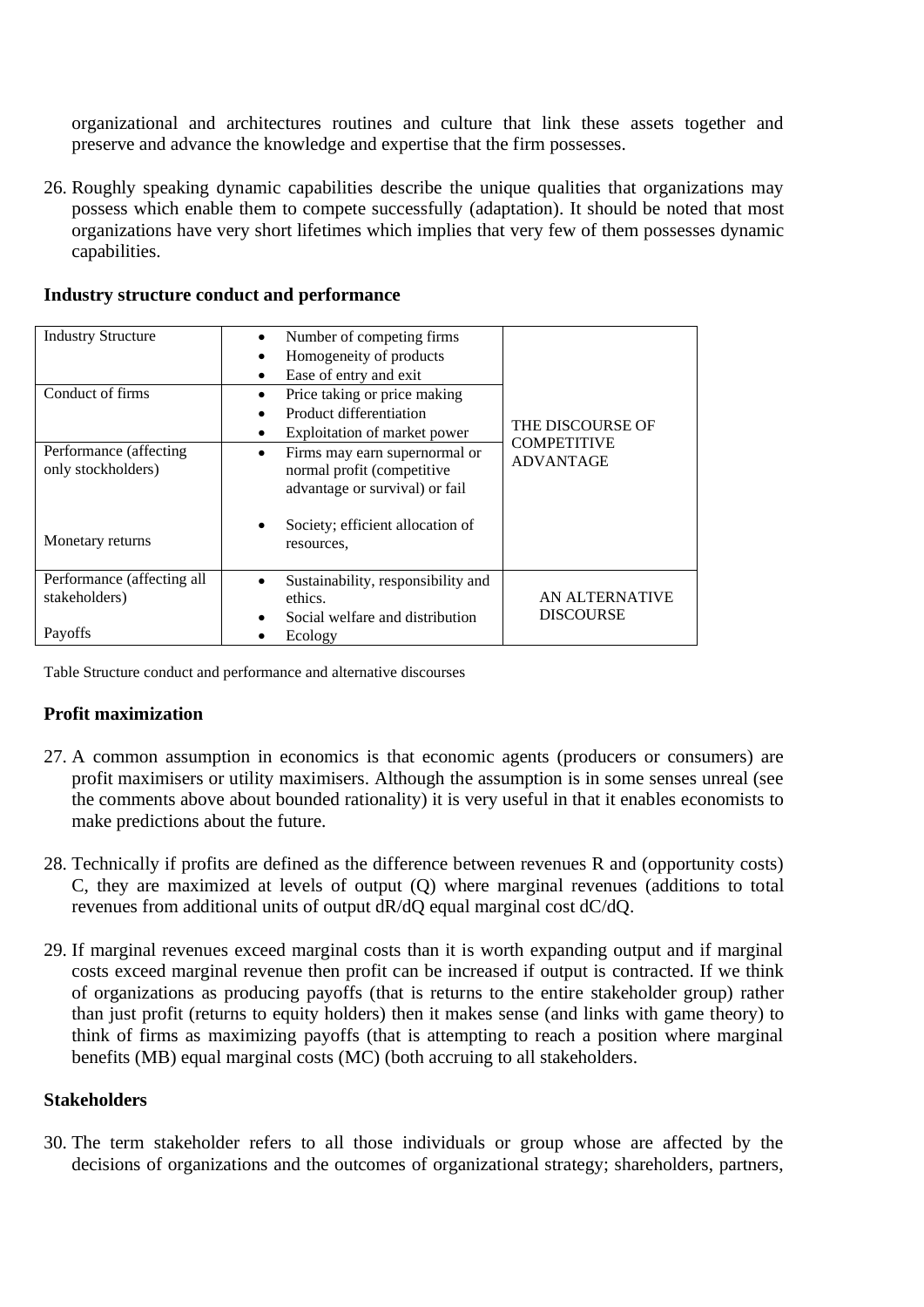organizational and architectures routines and culture that link these assets together and preserve and advance the knowledge and expertise that the firm possesses.

26. Roughly speaking dynamic capabilities describe the unique qualities that organizations may possess which enable them to compete successfully (adaptation). It should be noted that most organizations have very short lifetimes which implies that very few of them possesses dynamic capabilities.

**Industry structure conduct and performance**

| | | |
|---|---|---|
| Industry Structure | • Number of competing firms<br>• Homogeneity of products<br>• Ease of entry and exit | THE DISCOURSE OF COMPETITIVE ADVANTAGE |
| Conduct of firms | • Price taking or price making<br>• Product differentiation<br>• Exploitation of market power | |
| Performance (affecting only stockholders)<br><br>Monetary returns | • Firms may earn supernormal or normal profit (competitive advantage or survival) or fail<br>• Society; efficient allocation of resources, | |
| Performance (affecting all stakeholders)<br><br>Payoffs | • Sustainability, responsibility and ethics.<br>• Social welfare and distribution<br>• Ecology | AN ALTERNATIVE DISCOURSE |

Table Structure conduct and performance and alternative discourses

**Profit maximization**

27. A common assumption in economics is that economic agents (producers or consumers) are profit maximisers or utility maximisers. Although the assumption is in some senses unreal (see the comments above about bounded rationality) it is very useful in that it enables economists to make predictions about the future.

28. Technically if profits are defined as the difference between revenues R and (opportunity costs) C, they are maximized at levels of output (Q) where marginal revenues (additions to total revenues from additional units of output $dR/dQ$ equal marginal cost $dC/dQ$.

29. If marginal revenues exceed marginal costs than it is worth expanding output and if marginal costs exceed marginal revenue then profit can be increased if output is contracted. If we think of organizations as producing payoffs (that is returns to the entire stakeholder group) rather than just profit (returns to equity holders) then it makes sense (and links with game theory) to think of firms as maximizing payoffs (that is attempting to reach a position where marginal benefits (MB) equal marginal costs (MC) (both accruing to all stakeholders.

**Stakeholders**

30. The term stakeholder refers to all those individuals or group whose are affected by the decisions of organizations and the outcomes of organizational strategy; shareholders, partners,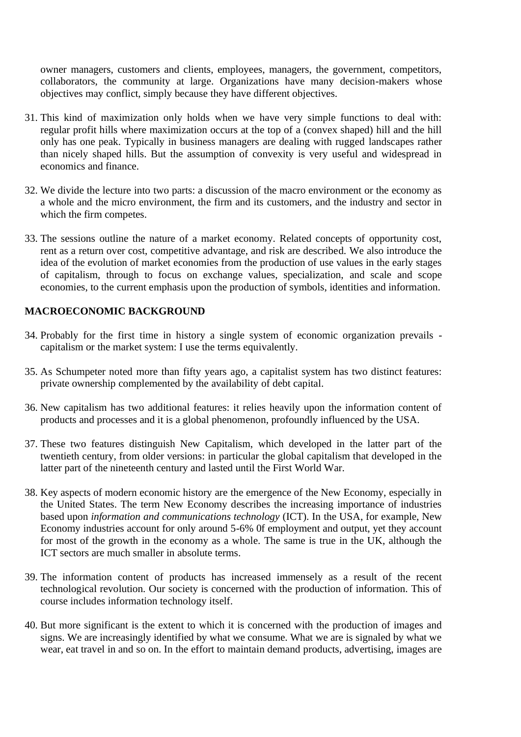owner managers, customers and clients, employees, managers, the government, competitors, collaborators, the community at large. Organizations have many decision-makers whose objectives may conflict, simply because they have different objectives.

31. This kind of maximization only holds when we have very simple functions to deal with: regular profit hills where maximization occurs at the top of a (convex shaped) hill and the hill only has one peak. Typically in business managers are dealing with rugged landscapes rather than nicely shaped hills. But the assumption of convexity is very useful and widespread in economics and finance.

32. We divide the lecture into two parts: a discussion of the macro environment or the economy as a whole and the micro environment, the firm and its customers, and the industry and sector in which the firm competes.

33. The sessions outline the nature of a market economy. Related concepts of opportunity cost, rent as a return over cost, competitive advantage, and risk are described. We also introduce the idea of the evolution of market economies from the production of use values in the early stages of capitalism, through to focus on exchange values, specialization, and scale and scope economies, to the current emphasis upon the production of symbols, identities and information.

**MACROECONOMIC BACKGROUND**

34. Probably for the first time in history a single system of economic organization prevails - capitalism or the market system: I use the terms equivalently.

35. As Schumpeter noted more than fifty years ago, a capitalist system has two distinct features: private ownership complemented by the availability of debt capital.

36. New capitalism has two additional features: it relies heavily upon the information content of products and processes and it is a global phenomenon, profoundly influenced by the USA.

37. These two features distinguish New Capitalism, which developed in the latter part of the twentieth century, from older versions: in particular the global capitalism that developed in the latter part of the nineteenth century and lasted until the First World War.

38. Key aspects of modern economic history are the emergence of the New Economy, especially in the United States. The term New Economy describes the increasing importance of industries based upon *information and communications technology* (ICT). In the USA, for example, New Economy industries account for only around 5-6% 0f employment and output, yet they account for most of the growth in the economy as a whole. The same is true in the UK, although the ICT sectors are much smaller in absolute terms.

39. The information content of products has increased immensely as a result of the recent technological revolution. Our society is concerned with the production of information. This of course includes information technology itself.

40. But more significant is the extent to which it is concerned with the production of images and signs. We are increasingly identified by what we consume. What we are is signaled by what we wear, eat travel in and so on. In the effort to maintain demand products, advertising, images are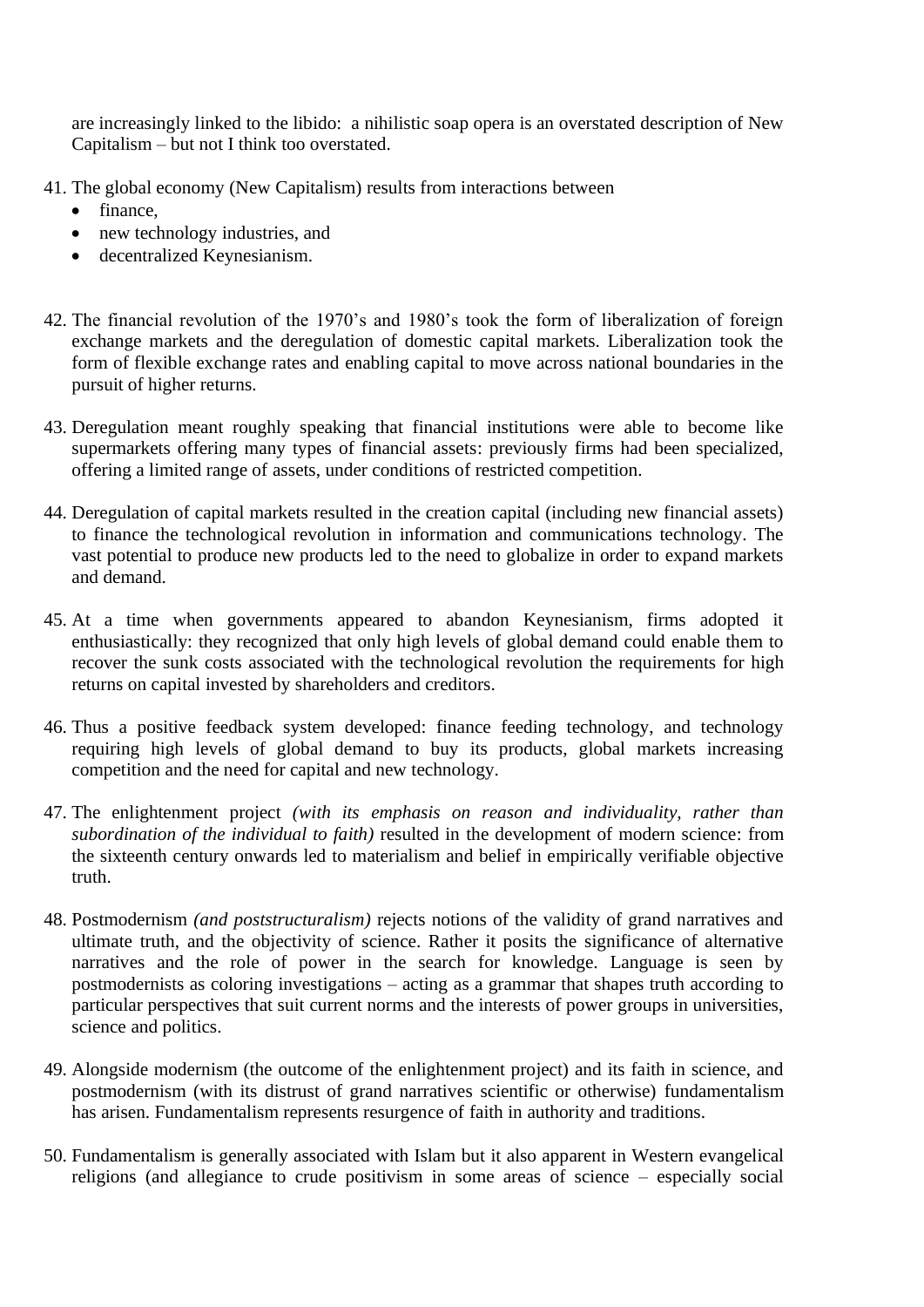are increasingly linked to the libido: a nihilistic soap opera is an overstated description of New Capitalism – but not I think too overstated.

41. The global economy (New Capitalism) results from interactions between
    - finance,
    - new technology industries, and
    - decentralized Keynesianism.

42. The financial revolution of the 1970's and 1980's took the form of liberalization of foreign exchange markets and the deregulation of domestic capital markets. Liberalization took the form of flexible exchange rates and enabling capital to move across national boundaries in the pursuit of higher returns.

43. Deregulation meant roughly speaking that financial institutions were able to become like supermarkets offering many types of financial assets: previously firms had been specialized, offering a limited range of assets, under conditions of restricted competition.

44. Deregulation of capital markets resulted in the creation capital (including new financial assets) to finance the technological revolution in information and communications technology. The vast potential to produce new products led to the need to globalize in order to expand markets and demand.

45. At a time when governments appeared to abandon Keynesianism, firms adopted it enthusiastically: they recognized that only high levels of global demand could enable them to recover the sunk costs associated with the technological revolution the requirements for high returns on capital invested by shareholders and creditors.

46. Thus a positive feedback system developed: finance feeding technology, and technology requiring high levels of global demand to buy its products, global markets increasing competition and the need for capital and new technology.

47. The enlightenment project *(with its emphasis on reason and individuality, rather than subordination of the individual to faith)* resulted in the development of modern science: from the sixteenth century onwards led to materialism and belief in empirically verifiable objective truth.

48. Postmodernism *(and poststructuralism)* rejects notions of the validity of grand narratives and ultimate truth, and the objectivity of science. Rather it posits the significance of alternative narratives and the role of power in the search for knowledge. Language is seen by postmodernists as coloring investigations – acting as a grammar that shapes truth according to particular perspectives that suit current norms and the interests of power groups in universities, science and politics.

49. Alongside modernism (the outcome of the enlightenment project) and its faith in science, and postmodernism (with its distrust of grand narratives scientific or otherwise) fundamentalism has arisen. Fundamentalism represents resurgence of faith in authority and traditions.

50. Fundamentalism is generally associated with Islam but it also apparent in Western evangelical religions (and allegiance to crude positivism in some areas of science – especially social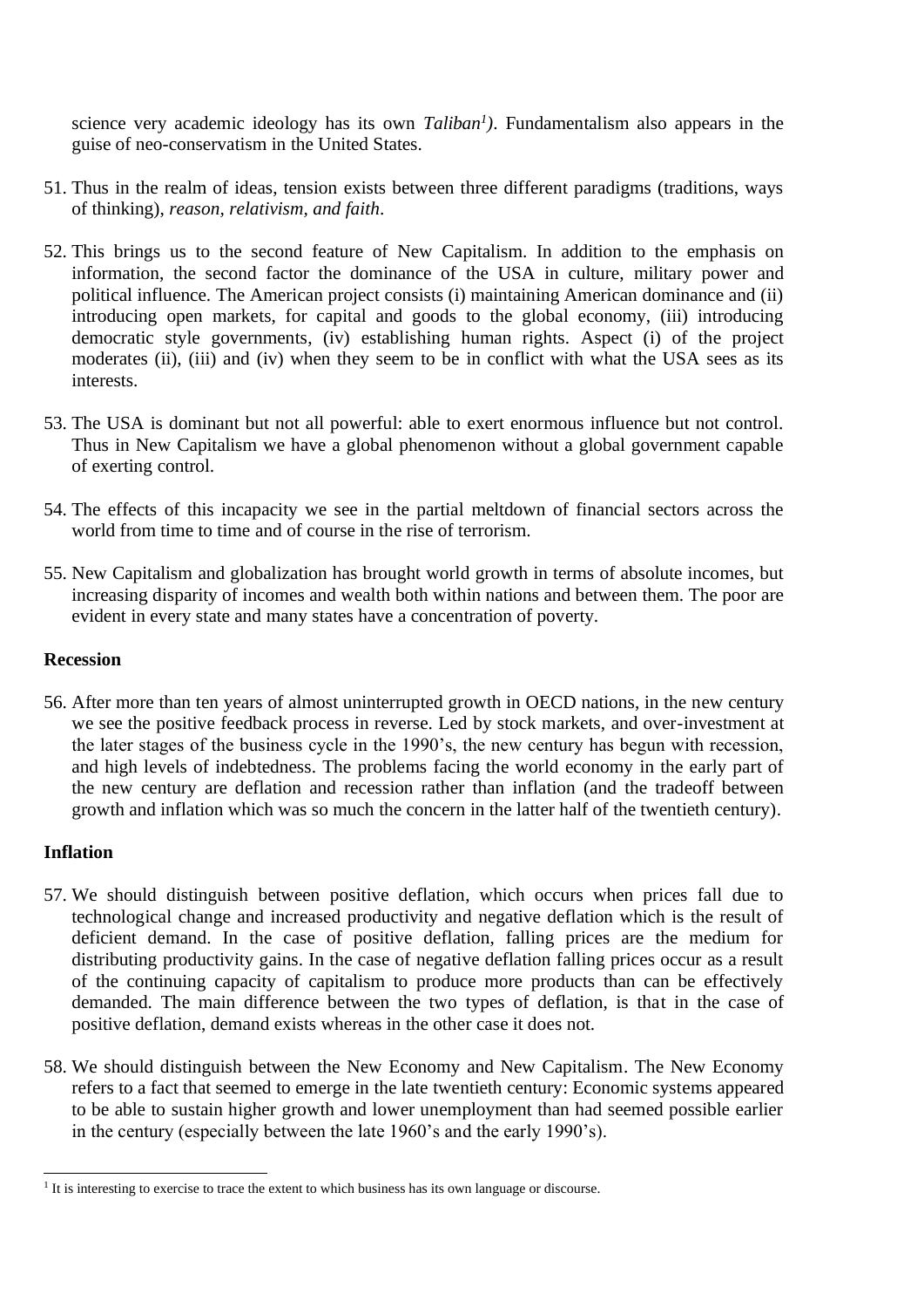science very academic ideology has its own *Taliban*[1]*)*. Fundamentalism also appears in the guise of neo-conservatism in the United States.

51. Thus in the realm of ideas, tension exists between three different paradigms (traditions, ways of thinking), *reason, relativism, and faith*.

52. This brings us to the second feature of New Capitalism. In addition to the emphasis on information, the second factor the dominance of the USA in culture, military power and political influence. The American project consists (i) maintaining American dominance and (ii) introducing open markets, for capital and goods to the global economy, (iii) introducing democratic style governments, (iv) establishing human rights. Aspect (i) of the project moderates (ii), (iii) and (iv) when they seem to be in conflict with what the USA sees as its interests.

53. The USA is dominant but not all powerful: able to exert enormous influence but not control. Thus in New Capitalism we have a global phenomenon without a global government capable of exerting control.

54. The effects of this incapacity we see in the partial meltdown of financial sectors across the world from time to time and of course in the rise of terrorism.

55. New Capitalism and globalization has brought world growth in terms of absolute incomes, but increasing disparity of incomes and wealth both within nations and between them. The poor are evident in every state and many states have a concentration of poverty.

**Recession**

56. After more than ten years of almost uninterrupted growth in OECD nations, in the new century we see the positive feedback process in reverse. Led by stock markets, and over-investment at the later stages of the business cycle in the 1990's, the new century has begun with recession, and high levels of indebtedness. The problems facing the world economy in the early part of the new century are deflation and recession rather than inflation (and the tradeoff between growth and inflation which was so much the concern in the latter half of the twentieth century).

**Inflation**

57. We should distinguish between positive deflation, which occurs when prices fall due to technological change and increased productivity and negative deflation which is the result of deficient demand. In the case of positive deflation, falling prices are the medium for distributing productivity gains. In the case of negative deflation falling prices occur as a result of the continuing capacity of capitalism to produce more products than can be effectively demanded. The main difference between the two types of deflation, is that in the case of positive deflation, demand exists whereas in the other case it does not.

58. We should distinguish between the New Economy and New Capitalism. The New Economy refers to a fact that seemed to emerge in the late twentieth century: Economic systems appeared to be able to sustain higher growth and lower unemployment than had seemed possible earlier in the century (especially between the late 1960's and the early 1990's).

[1] It is interesting to exercise to trace the extent to which business has its own language or discourse.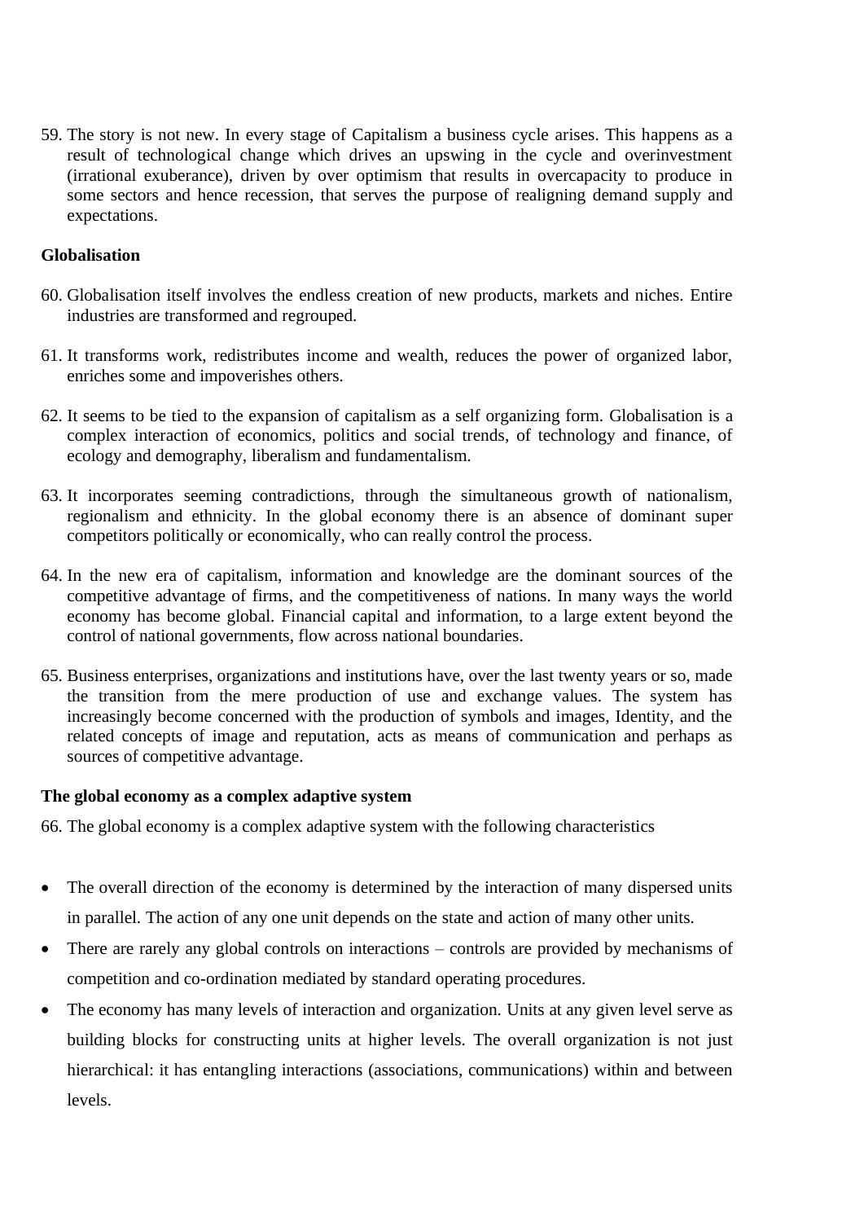59. The story is not new. In every stage of Capitalism a business cycle arises. This happens as a result of technological change which drives an upswing in the cycle and overinvestment (irrational exuberance), driven by over optimism that results in overcapacity to produce in some sectors and hence recession, that serves the purpose of realigning demand supply and expectations.

**Globalisation**

60. Globalisation itself involves the endless creation of new products, markets and niches. Entire industries are transformed and regrouped.

61. It transforms work, redistributes income and wealth, reduces the power of organized labor, enriches some and impoverishes others.

62. It seems to be tied to the expansion of capitalism as a self organizing form. Globalisation is a complex interaction of economics, politics and social trends, of technology and finance, of ecology and demography, liberalism and fundamentalism.

63. It incorporates seeming contradictions, through the simultaneous growth of nationalism, regionalism and ethnicity. In the global economy there is an absence of dominant super competitors politically or economically, who can really control the process.

64. In the new era of capitalism, information and knowledge are the dominant sources of the competitive advantage of firms, and the competitiveness of nations. In many ways the world economy has become global. Financial capital and information, to a large extent beyond the control of national governments, flow across national boundaries.

65. Business enterprises, organizations and institutions have, over the last twenty years or so, made the transition from the mere production of use and exchange values. The system has increasingly become concerned with the production of symbols and images, Identity, and the related concepts of image and reputation, acts as means of communication and perhaps as sources of competitive advantage.

**The global economy as a complex adaptive system**

66. The global economy is a complex adaptive system with the following characteristics

- The overall direction of the economy is determined by the interaction of many dispersed units in parallel. The action of any one unit depends on the state and action of many other units.
- There are rarely any global controls on interactions – controls are provided by mechanisms of competition and co-ordination mediated by standard operating procedures.
- The economy has many levels of interaction and organization. Units at any given level serve as building blocks for constructing units at higher levels. The overall organization is not just hierarchical: it has entangling interactions (associations, communications) within and between levels.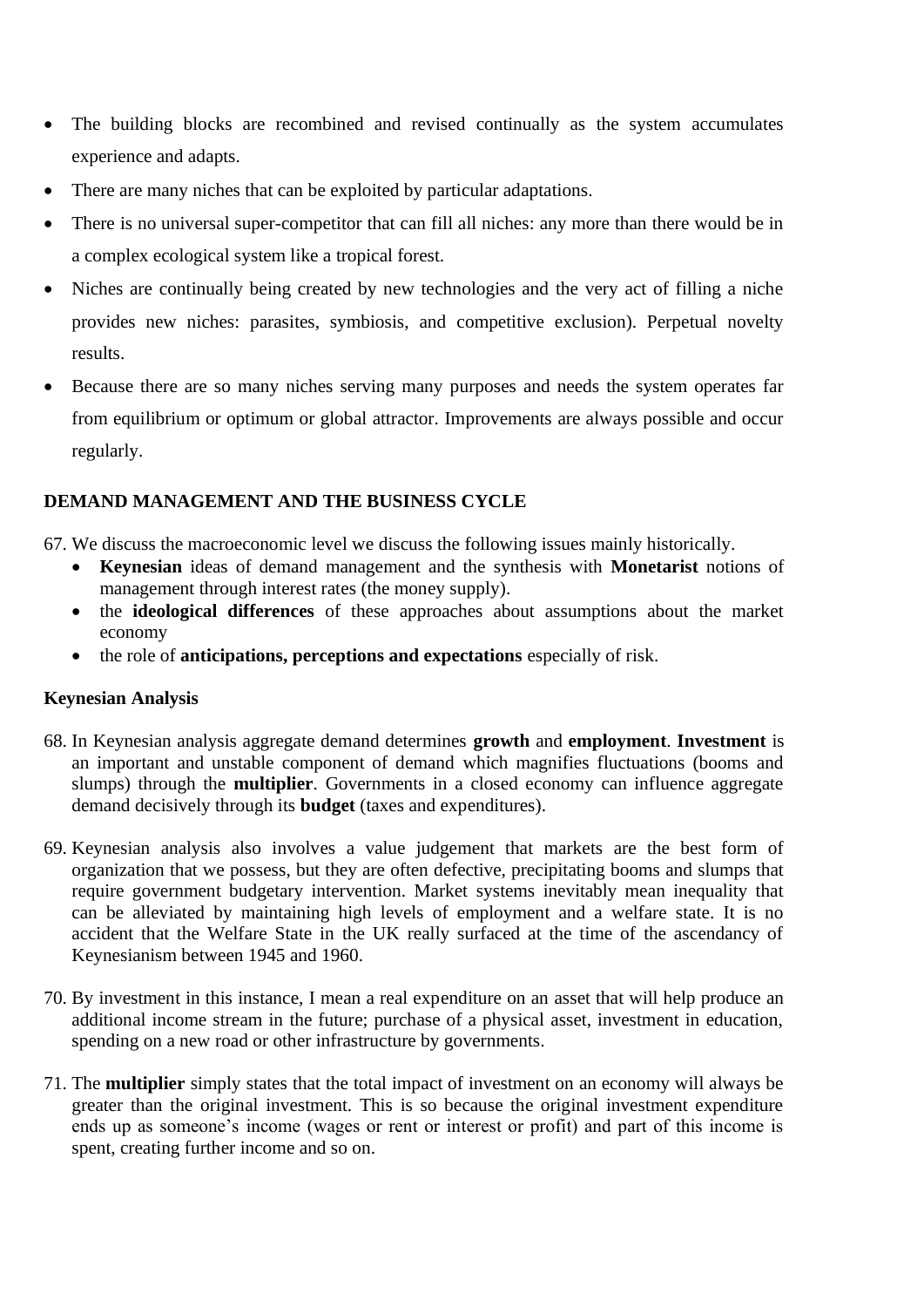- The building blocks are recombined and revised continually as the system accumulates experience and adapts.
- There are many niches that can be exploited by particular adaptations.
- There is no universal super-competitor that can fill all niches: any more than there would be in a complex ecological system like a tropical forest.
- Niches are continually being created by new technologies and the very act of filling a niche provides new niches: parasites, symbiosis, and competitive exclusion). Perpetual novelty results.
- Because there are so many niches serving many purposes and needs the system operates far from equilibrium or optimum or global attractor. Improvements are always possible and occur regularly.

## DEMAND MANAGEMENT AND THE BUSINESS CYCLE

67. We discuss the macroeconomic level we discuss the following issues mainly historically.
    - **Keynesian** ideas of demand management and the synthesis with **Monetarist** notions of management through interest rates (the money supply).
    - the **ideological differences** of these approaches about assumptions about the market economy
    - the role of **anticipations, perceptions and expectations** especially of risk.

### Keynesian Analysis

68. In Keynesian analysis aggregate demand determines **growth** and **employment**. **Investment** is an important and unstable component of demand which magnifies fluctuations (booms and slumps) through the **multiplier**. Governments in a closed economy can influence aggregate demand decisively through its **budget** (taxes and expenditures).

69. Keynesian analysis also involves a value judgement that markets are the best form of organization that we possess, but they are often defective, precipitating booms and slumps that require government budgetary intervention. Market systems inevitably mean inequality that can be alleviated by maintaining high levels of employment and a welfare state. It is no accident that the Welfare State in the UK really surfaced at the time of the ascendancy of Keynesianism between 1945 and 1960.

70. By investment in this instance, I mean a real expenditure on an asset that will help produce an additional income stream in the future; purchase of a physical asset, investment in education, spending on a new road or other infrastructure by governments.

71. The **multiplier** simply states that the total impact of investment on an economy will always be greater than the original investment. This is so because the original investment expenditure ends up as someone's income (wages or rent or interest or profit) and part of this income is spent, creating further income and so on.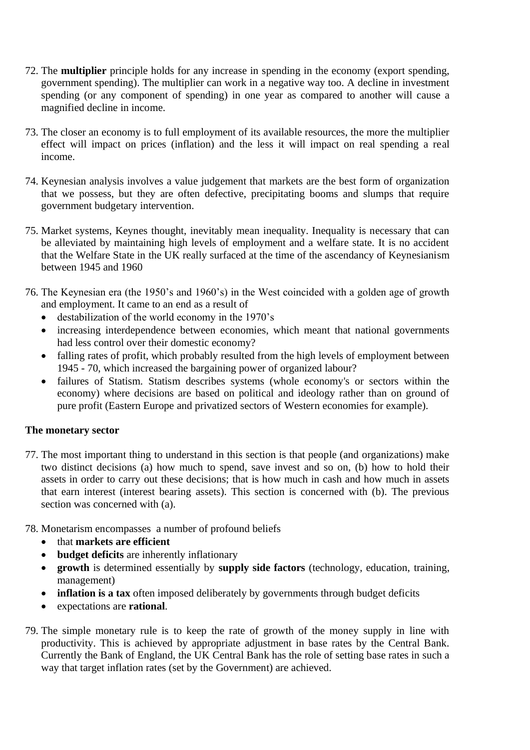72. The **multiplier** principle holds for any increase in spending in the economy (export spending, government spending). The multiplier can work in a negative way too. A decline in investment spending (or any component of spending) in one year as compared to another will cause a magnified decline in income.

73. The closer an economy is to full employment of its available resources, the more the multiplier effect will impact on prices (inflation) and the less it will impact on real spending a real income.

74. Keynesian analysis involves a value judgement that markets are the best form of organization that we possess, but they are often defective, precipitating booms and slumps that require government budgetary intervention.

75. Market systems, Keynes thought, inevitably mean inequality. Inequality is necessary that can be alleviated by maintaining high levels of employment and a welfare state. It is no accident that the Welfare State in the UK really surfaced at the time of the ascendancy of Keynesianism between 1945 and 1960

76. The Keynesian era (the 1950's and 1960's) in the West coincided with a golden age of growth and employment. It came to an end as a result of
    - destabilization of the world economy in the 1970's
    - increasing interdependence between economies, which meant that national governments had less control over their domestic economy?
    - falling rates of profit, which probably resulted from the high levels of employment between 1945 - 70, which increased the bargaining power of organized labour?
    - failures of Statism. Statism describes systems (whole economy's or sectors within the economy) where decisions are based on political and ideology rather than on ground of pure profit (Eastern Europe and privatized sectors of Western economies for example).

**The monetary sector**

77. The most important thing to understand in this section is that people (and organizations) make two distinct decisions (a) how much to spend, save invest and so on, (b) how to hold their assets in order to carry out these decisions; that is how much in cash and how much in assets that earn interest (interest bearing assets). This section is concerned with (b). The previous section was concerned with (a).

78. Monetarism encompasses a number of profound beliefs
    - that **markets are efficient**
    - **budget deficits** are inherently inflationary
    - **growth** is determined essentially by **supply side factors** (technology, education, training, management)
    - **inflation is a tax** often imposed deliberately by governments through budget deficits
    - expectations are **rational**.

79. The simple monetary rule is to keep the rate of growth of the money supply in line with productivity. This is achieved by appropriate adjustment in base rates by the Central Bank. Currently the Bank of England, the UK Central Bank has the role of setting base rates in such a way that target inflation rates (set by the Government) are achieved.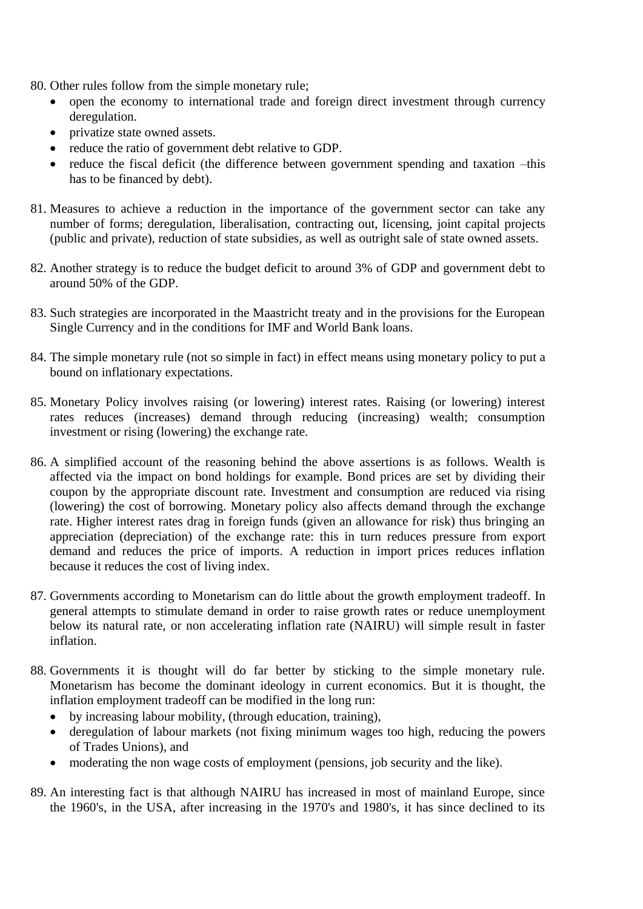80. Other rules follow from the simple monetary rule;
    - open the economy to international trade and foreign direct investment through currency deregulation.
    - privatize state owned assets.
    - reduce the ratio of government debt relative to GDP.
    - reduce the fiscal deficit (the difference between government spending and taxation –this has to be financed by debt).

81. Measures to achieve a reduction in the importance of the government sector can take any number of forms; deregulation, liberalisation, contracting out, licensing, joint capital projects (public and private), reduction of state subsidies, as well as outright sale of state owned assets.

82. Another strategy is to reduce the budget deficit to around 3% of GDP and government debt to around 50% of the GDP.

83. Such strategies are incorporated in the Maastricht treaty and in the provisions for the European Single Currency and in the conditions for IMF and World Bank loans.

84. The simple monetary rule (not so simple in fact) in effect means using monetary policy to put a bound on inflationary expectations.

85. Monetary Policy involves raising (or lowering) interest rates. Raising (or lowering) interest rates reduces (increases) demand through reducing (increasing) wealth; consumption investment or rising (lowering) the exchange rate.

86. A simplified account of the reasoning behind the above assertions is as follows. Wealth is affected via the impact on bond holdings for example. Bond prices are set by dividing their coupon by the appropriate discount rate. Investment and consumption are reduced via rising (lowering) the cost of borrowing. Monetary policy also affects demand through the exchange rate. Higher interest rates drag in foreign funds (given an allowance for risk) thus bringing an appreciation (depreciation) of the exchange rate: this in turn reduces pressure from export demand and reduces the price of imports. A reduction in import prices reduces inflation because it reduces the cost of living index.

87. Governments according to Monetarism can do little about the growth employment tradeoff. In general attempts to stimulate demand in order to raise growth rates or reduce unemployment below its natural rate, or non accelerating inflation rate (NAIRU) will simple result in faster inflation.

88. Governments it is thought will do far better by sticking to the simple monetary rule. Monetarism has become the dominant ideology in current economics. But it is thought, the inflation employment tradeoff can be modified in the long run:
    - by increasing labour mobility, (through education, training),
    - deregulation of labour markets (not fixing minimum wages too high, reducing the powers of Trades Unions), and
    - moderating the non wage costs of employment (pensions, job security and the like).

89. An interesting fact is that although NAIRU has increased in most of mainland Europe, since the 1960's, in the USA, after increasing in the 1970's and 1980's, it has since declined to its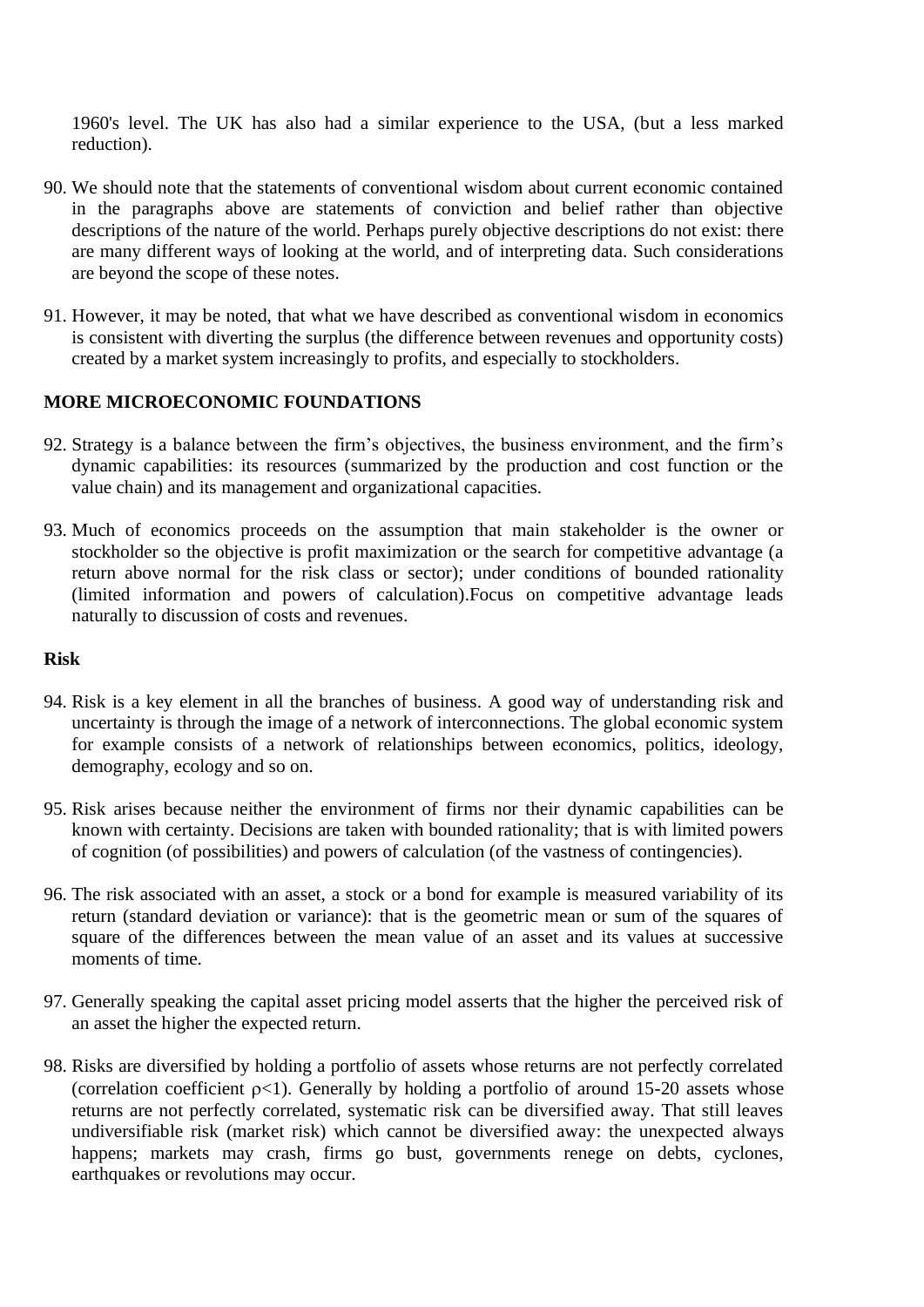1960's level. The UK has also had a similar experience to the USA, (but a less marked reduction).

90. We should note that the statements of conventional wisdom about current economic contained in the paragraphs above are statements of conviction and belief rather than objective descriptions of the nature of the world. Perhaps purely objective descriptions do not exist: there are many different ways of looking at the world, and of interpreting data. Such considerations are beyond the scope of these notes.

91. However, it may be noted, that what we have described as conventional wisdom in economics is consistent with diverting the surplus (the difference between revenues and opportunity costs) created by a market system increasingly to profits, and especially to stockholders.

**MORE MICROECONOMIC FOUNDATIONS**

92. Strategy is a balance between the firm's objectives, the business environment, and the firm's dynamic capabilities: its resources (summarized by the production and cost function or the value chain) and its management and organizational capacities.

93. Much of economics proceeds on the assumption that main stakeholder is the owner or stockholder so the objective is profit maximization or the search for competitive advantage (a return above normal for the risk class or sector); under conditions of bounded rationality (limited information and powers of calculation).Focus on competitive advantage leads naturally to discussion of costs and revenues.

**Risk**

94. Risk is a key element in all the branches of business. A good way of understanding risk and uncertainty is through the image of a network of interconnections. The global economic system for example consists of a network of relationships between economics, politics, ideology, demography, ecology and so on.

95. Risk arises because neither the environment of firms nor their dynamic capabilities can be known with certainty. Decisions are taken with bounded rationality; that is with limited powers of cognition (of possibilities) and powers of calculation (of the vastness of contingencies).

96. The risk associated with an asset, a stock or a bond for example is measured variability of its return (standard deviation or variance): that is the geometric mean or sum of the squares of square of the differences between the mean value of an asset and its values at successive moments of time.

97. Generally speaking the capital asset pricing model asserts that the higher the perceived risk of an asset the higher the expected return.

98. Risks are diversified by holding a portfolio of assets whose returns are not perfectly correlated (correlation coefficient $\rho<1$). Generally by holding a portfolio of around 15-20 assets whose returns are not perfectly correlated, systematic risk can be diversified away. That still leaves undiversifiable risk (market risk) which cannot be diversified away: the unexpected always happens; markets may crash, firms go bust, governments renege on debts, cyclones, earthquakes or revolutions may occur.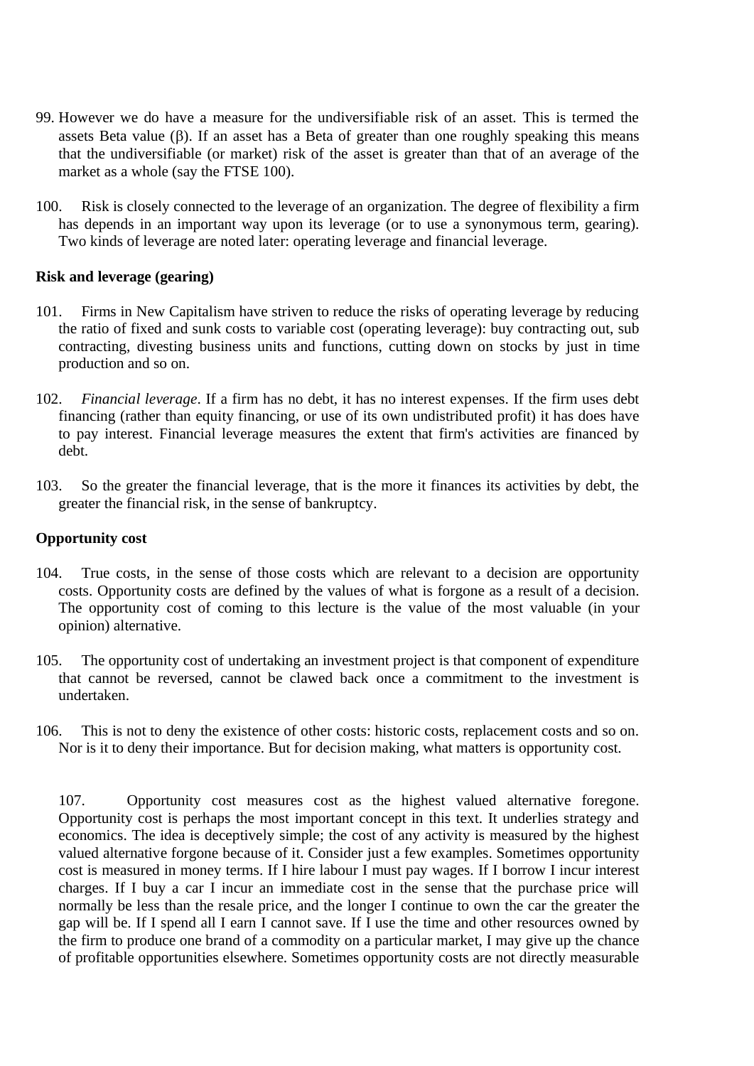99. However we do have a measure for the undiversifiable risk of an asset. This is termed the assets Beta value (β). If an asset has a Beta of greater than one roughly speaking this means that the undiversifiable (or market) risk of the asset is greater than that of an average of the market as a whole (say the FTSE 100).

100. Risk is closely connected to the leverage of an organization. The degree of flexibility a firm has depends in an important way upon its leverage (or to use a synonymous term, gearing). Two kinds of leverage are noted later: operating leverage and financial leverage.

**Risk and leverage (gearing)**

101. Firms in New Capitalism have striven to reduce the risks of operating leverage by reducing the ratio of fixed and sunk costs to variable cost (operating leverage): buy contracting out, sub contracting, divesting business units and functions, cutting down on stocks by just in time production and so on.

102. *Financial leverage*. If a firm has no debt, it has no interest expenses. If the firm uses debt financing (rather than equity financing, or use of its own undistributed profit) it has does have to pay interest. Financial leverage measures the extent that firm's activities are financed by debt.

103. So the greater the financial leverage, that is the more it finances its activities by debt, the greater the financial risk, in the sense of bankruptcy.

**Opportunity cost**

104. True costs, in the sense of those costs which are relevant to a decision are opportunity costs. Opportunity costs are defined by the values of what is forgone as a result of a decision. The opportunity cost of coming to this lecture is the value of the most valuable (in your opinion) alternative.

105. The opportunity cost of undertaking an investment project is that component of expenditure that cannot be reversed, cannot be clawed back once a commitment to the investment is undertaken.

106. This is not to deny the existence of other costs: historic costs, replacement costs and so on. Nor is it to deny their importance. But for decision making, what matters is opportunity cost.

107. Opportunity cost measures cost as the highest valued alternative foregone. Opportunity cost is perhaps the most important concept in this text. It underlies strategy and economics. The idea is deceptively simple; the cost of any activity is measured by the highest valued alternative forgone because of it. Consider just a few examples. Sometimes opportunity cost is measured in money terms. If I hire labour I must pay wages. If I borrow I incur interest charges. If I buy a car I incur an immediate cost in the sense that the purchase price will normally be less than the resale price, and the longer I continue to own the car the greater the gap will be. If I spend all I earn I cannot save. If I use the time and other resources owned by the firm to produce one brand of a commodity on a particular market, I may give up the chance of profitable opportunities elsewhere. Sometimes opportunity costs are not directly measurable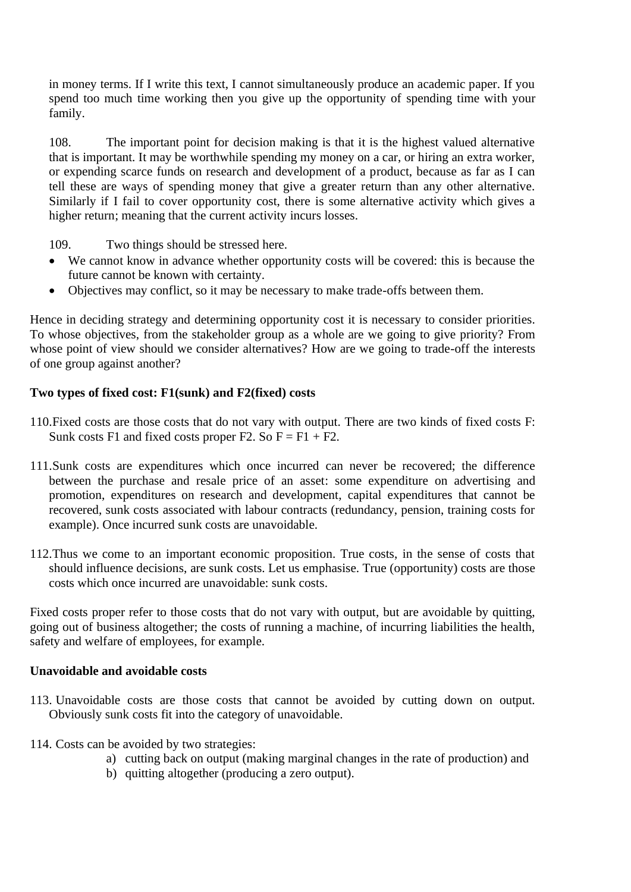in money terms. If I write this text, I cannot simultaneously produce an academic paper. If you spend too much time working then you give up the opportunity of spending time with your family.

108. The important point for decision making is that it is the highest valued alternative that is important. It may be worthwhile spending my money on a car, or hiring an extra worker, or expending scarce funds on research and development of a product, because as far as I can tell these are ways of spending money that give a greater return than any other alternative. Similarly if I fail to cover opportunity cost, there is some alternative activity which gives a higher return; meaning that the current activity incurs losses.

109. Two things should be stressed here.

- We cannot know in advance whether opportunity costs will be covered: this is because the future cannot be known with certainty.
- Objectives may conflict, so it may be necessary to make trade-offs between them.

Hence in deciding strategy and determining opportunity cost it is necessary to consider priorities. To whose objectives, from the stakeholder group as a whole are we going to give priority? From whose point of view should we consider alternatives? How are we going to trade-off the interests of one group against another?

**Two types of fixed cost: F1(sunk) and F2(fixed) costs**

110. Fixed costs are those costs that do not vary with output. There are two kinds of fixed costs F: Sunk costs F1 and fixed costs proper F2. So $F = F1 + F2$.

111. Sunk costs are expenditures which once incurred can never be recovered; the difference between the purchase and resale price of an asset: some expenditure on advertising and promotion, expenditures on research and development, capital expenditures that cannot be recovered, sunk costs associated with labour contracts (redundancy, pension, training costs for example). Once incurred sunk costs are unavoidable.

112. Thus we come to an important economic proposition. True costs, in the sense of costs that should influence decisions, are sunk costs. Let us emphasise. True (opportunity) costs are those costs which once incurred are unavoidable: sunk costs.

Fixed costs proper refer to those costs that do not vary with output, but are avoidable by quitting, going out of business altogether; the costs of running a machine, of incurring liabilities the health, safety and welfare of employees, for example.

**Unavoidable and avoidable costs**

113. Unavoidable costs are those costs that cannot be avoided by cutting down on output. Obviously sunk costs fit into the category of unavoidable.

114. Costs can be avoided by two strategies:

a) cutting back on output (making marginal changes in the rate of production) and
b) quitting altogether (producing a zero output).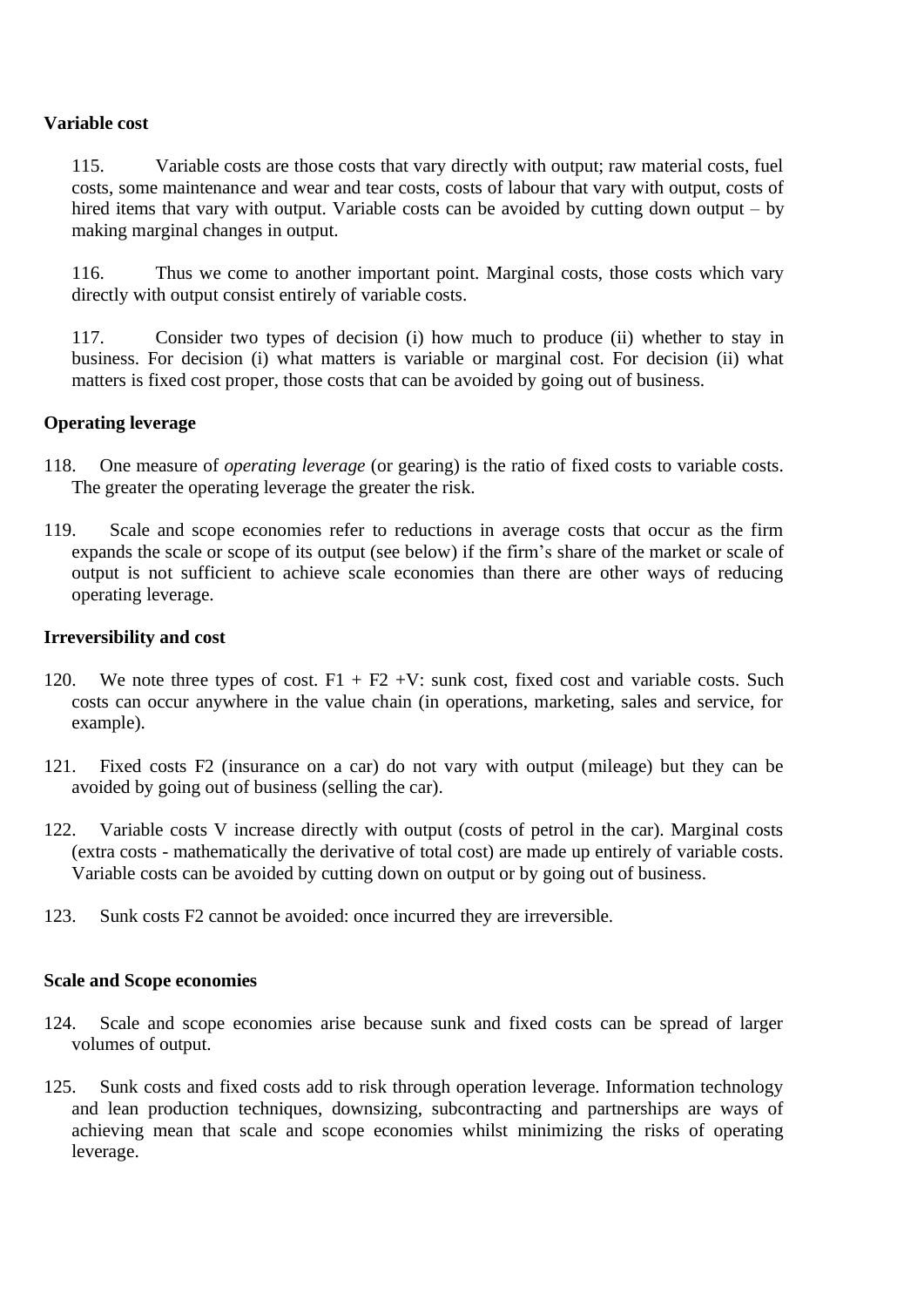**Variable cost**

115. Variable costs are those costs that vary directly with output; raw material costs, fuel costs, some maintenance and wear and tear costs, costs of labour that vary with output, costs of hired items that vary with output. Variable costs can be avoided by cutting down output – by making marginal changes in output.

116. Thus we come to another important point. Marginal costs, those costs which vary directly with output consist entirely of variable costs.

117. Consider two types of decision (i) how much to produce (ii) whether to stay in business. For decision (i) what matters is variable or marginal cost. For decision (ii) what matters is fixed cost proper, those costs that can be avoided by going out of business.

**Operating leverage**

118. One measure of *operating leverage* (or gearing) is the ratio of fixed costs to variable costs. The greater the operating leverage the greater the risk.

119. Scale and scope economies refer to reductions in average costs that occur as the firm expands the scale or scope of its output (see below) if the firm's share of the market or scale of output is not sufficient to achieve scale economies than there are other ways of reducing operating leverage.

**Irreversibility and cost**

120. We note three types of cost. F1 + F2 +V: sunk cost, fixed cost and variable costs. Such costs can occur anywhere in the value chain (in operations, marketing, sales and service, for example).

121. Fixed costs F2 (insurance on a car) do not vary with output (mileage) but they can be avoided by going out of business (selling the car).

122. Variable costs V increase directly with output (costs of petrol in the car). Marginal costs (extra costs - mathematically the derivative of total cost) are made up entirely of variable costs. Variable costs can be avoided by cutting down on output or by going out of business.

123. Sunk costs F2 cannot be avoided: once incurred they are irreversible.

**Scale and Scope economies**

124. Scale and scope economies arise because sunk and fixed costs can be spread of larger volumes of output.

125. Sunk costs and fixed costs add to risk through operation leverage. Information technology and lean production techniques, downsizing, subcontracting and partnerships are ways of achieving mean that scale and scope economies whilst minimizing the risks of operating leverage.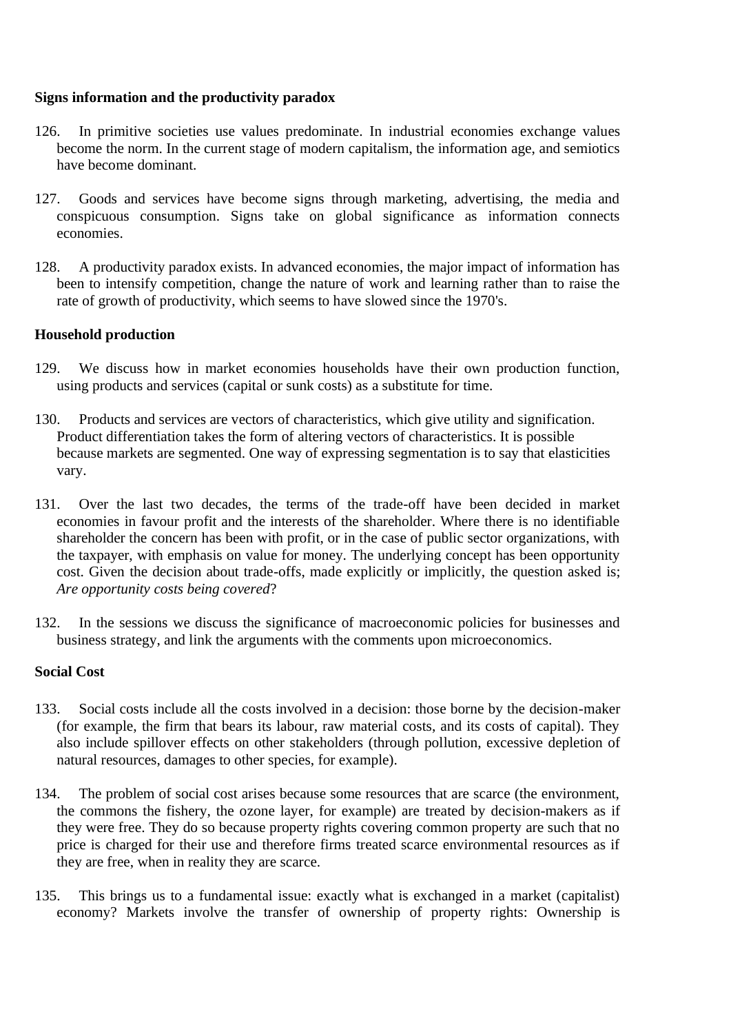**Signs information and the productivity paradox**

126. In primitive societies use values predominate. In industrial economies exchange values become the norm. In the current stage of modern capitalism, the information age, and semiotics have become dominant.

127. Goods and services have become signs through marketing, advertising, the media and conspicuous consumption. Signs take on global significance as information connects economies.

128. A productivity paradox exists. In advanced economies, the major impact of information has been to intensify competition, change the nature of work and learning rather than to raise the rate of growth of productivity, which seems to have slowed since the 1970's.

**Household production**

129. We discuss how in market economies households have their own production function, using products and services (capital or sunk costs) as a substitute for time.

130. Products and services are vectors of characteristics, which give utility and signification. Product differentiation takes the form of altering vectors of characteristics. It is possible because markets are segmented. One way of expressing segmentation is to say that elasticities vary.

131. Over the last two decades, the terms of the trade-off have been decided in market economies in favour profit and the interests of the shareholder. Where there is no identifiable shareholder the concern has been with profit, or in the case of public sector organizations, with the taxpayer, with emphasis on value for money. The underlying concept has been opportunity cost. Given the decision about trade-offs, made explicitly or implicitly, the question asked is; *Are opportunity costs being covered*?

132. In the sessions we discuss the significance of macroeconomic policies for businesses and business strategy, and link the arguments with the comments upon microeconomics.

**Social Cost**

133. Social costs include all the costs involved in a decision: those borne by the decision-maker (for example, the firm that bears its labour, raw material costs, and its costs of capital). They also include spillover effects on other stakeholders (through pollution, excessive depletion of natural resources, damages to other species, for example).

134. The problem of social cost arises because some resources that are scarce (the environment, the commons the fishery, the ozone layer, for example) are treated by decision-makers as if they were free. They do so because property rights covering common property are such that no price is charged for their use and therefore firms treated scarce environmental resources as if they are free, when in reality they are scarce.

135. This brings us to a fundamental issue: exactly what is exchanged in a market (capitalist) economy? Markets involve the transfer of ownership of property rights: Ownership is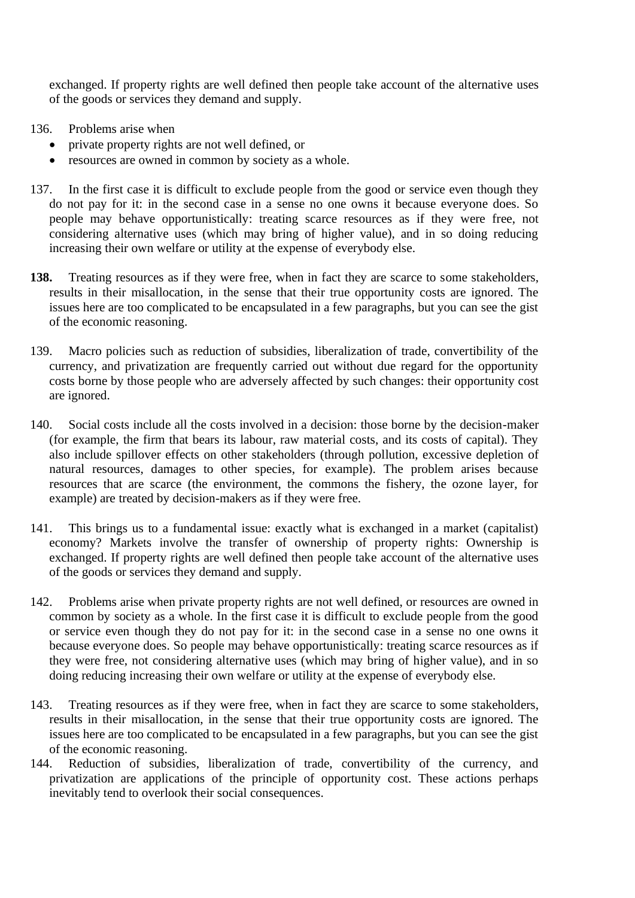exchanged. If property rights are well defined then people take account of the alternative uses of the goods or services they demand and supply.

136. Problems arise when

- private property rights are not well defined, or
- resources are owned in common by society as a whole.

137. In the first case it is difficult to exclude people from the good or service even though they do not pay for it: in the second case in a sense no one owns it because everyone does. So people may behave opportunistically: treating scarce resources as if they were free, not considering alternative uses (which may bring of higher value), and in so doing reducing increasing their own welfare or utility at the expense of everybody else.

**138.** Treating resources as if they were free, when in fact they are scarce to some stakeholders, results in their misallocation, in the sense that their true opportunity costs are ignored. The issues here are too complicated to be encapsulated in a few paragraphs, but you can see the gist of the economic reasoning.

139. Macro policies such as reduction of subsidies, liberalization of trade, convertibility of the currency, and privatization are frequently carried out without due regard for the opportunity costs borne by those people who are adversely affected by such changes: their opportunity cost are ignored.

140. Social costs include all the costs involved in a decision: those borne by the decision-maker (for example, the firm that bears its labour, raw material costs, and its costs of capital). They also include spillover effects on other stakeholders (through pollution, excessive depletion of natural resources, damages to other species, for example). The problem arises because resources that are scarce (the environment, the commons the fishery, the ozone layer, for example) are treated by decision-makers as if they were free.

141. This brings us to a fundamental issue: exactly what is exchanged in a market (capitalist) economy? Markets involve the transfer of ownership of property rights: Ownership is exchanged. If property rights are well defined then people take account of the alternative uses of the goods or services they demand and supply.

142. Problems arise when private property rights are not well defined, or resources are owned in common by society as a whole. In the first case it is difficult to exclude people from the good or service even though they do not pay for it: in the second case in a sense no one owns it because everyone does. So people may behave opportunistically: treating scarce resources as if they were free, not considering alternative uses (which may bring of higher value), and in so doing reducing increasing their own welfare or utility at the expense of everybody else.

143. Treating resources as if they were free, when in fact they are scarce to some stakeholders, results in their misallocation, in the sense that their true opportunity costs are ignored. The issues here are too complicated to be encapsulated in a few paragraphs, but you can see the gist of the economic reasoning.

144. Reduction of subsidies, liberalization of trade, convertibility of the currency, and privatization are applications of the principle of opportunity cost. These actions perhaps inevitably tend to overlook their social consequences.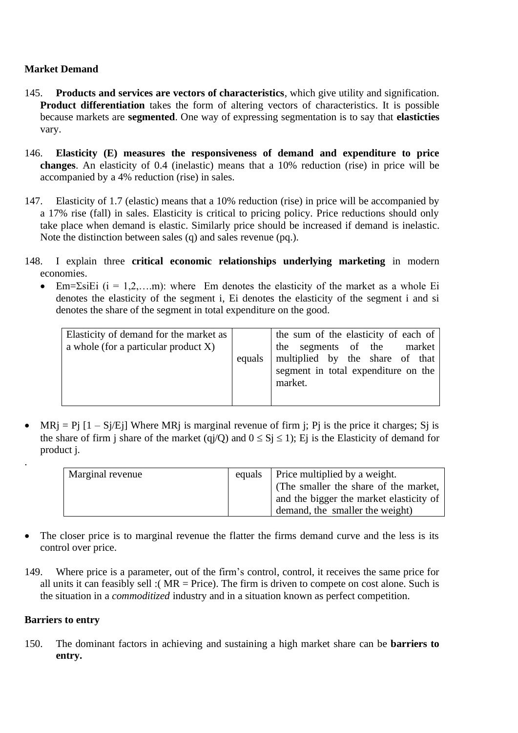**Market Demand**

145. **Products and services are vectors of characteristics**, which give utility and signification. **Product differentiation** takes the form of altering vectors of characteristics. It is possible because markets are **segmented**. One way of expressing segmentation is to say that **elasticties** vary.

146. **Elasticity (E) measures the responsiveness of demand and expenditure to price changes**. An elasticity of 0.4 (inelastic) means that a 10% reduction (rise) in price will be accompanied by a 4% reduction (rise) in sales.

147. Elasticity of 1.7 (elastic) means that a 10% reduction (rise) in price will be accompanied by a 17% rise (fall) in sales. Elasticity is critical to pricing policy. Price reductions should only take place when demand is elastic. Similarly price should be increased if demand is inelastic. Note the distinction between sales (q) and sales revenue (pq.).

148. I explain three **critical economic relationships underlying marketing** in modern economies.

- $E_m = \Sigma s_i E_i$ ($i = 1,2,\ldots.m$): where $E_m$ denotes the elasticity of the market as a whole $E_i$ denotes the elasticity of the segment i, $E_i$ denotes the elasticity of the segment i and $s_i$ denotes the share of the segment in total expenditure on the good.

| Elasticity of demand for the market as a whole (for a particular product X) | equals | the sum of the elasticity of each of the segments of the market multiplied by the share of that segment in total expenditure on the market. |
|---|---|---|

- $MR_j = P_j [1 - S_j/E_j]$ Where $MR_j$ is marginal revenue of firm j; $P_j$ is the price it charges; $S_j$ is the share of firm j share of the market ($q_j/Q$) and $0 \leq S_j \leq 1$); $E_j$ is the Elasticity of demand for product j.

.

| Marginal revenue | equals | Price multiplied by a weight. (The smaller the share of the market, and the bigger the market elasticity of demand, the smaller the weight) |
|---|---|---|

- The closer price is to marginal revenue the flatter the firms demand curve and the less is its control over price.

149. Where price is a parameter, out of the firm's control, control, it receives the same price for all units it can feasibly sell :( MR = Price). The firm is driven to compete on cost alone. Such is the situation in a *commoditized* industry and in a situation known as perfect competition.

**Barriers to entry**

150. The dominant factors in achieving and sustaining a high market share can be **barriers to entry.**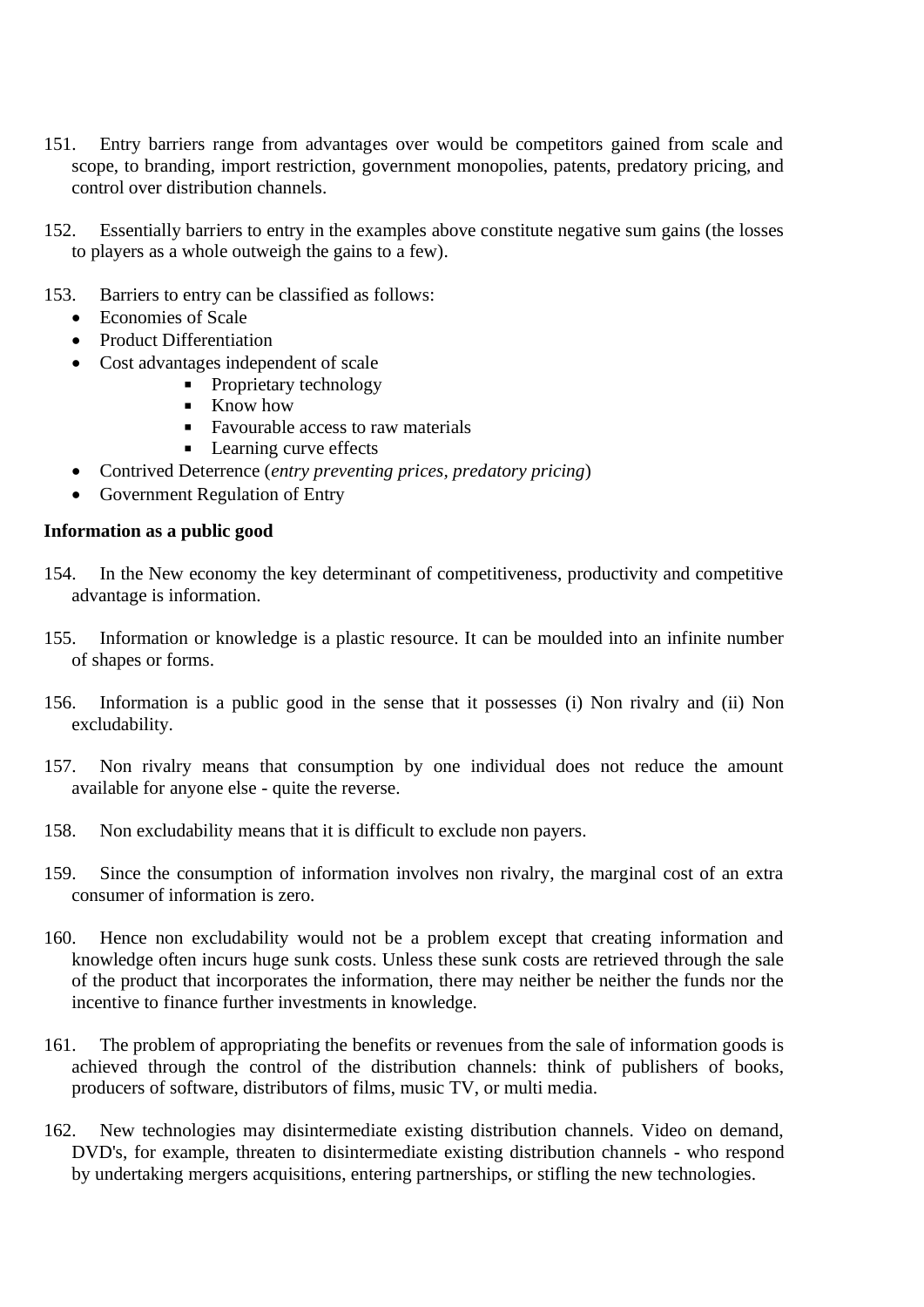151. Entry barriers range from advantages over would be competitors gained from scale and scope, to branding, import restriction, government monopolies, patents, predatory pricing, and control over distribution channels.

152. Essentially barriers to entry in the examples above constitute negative sum gains (the losses to players as a whole outweigh the gains to a few).

153. Barriers to entry can be classified as follows:

- Economies of Scale
- Product Differentiation
- Cost advantages independent of scale
    - Proprietary technology
    - Know how
    - Favourable access to raw materials
    - Learning curve effects
- Contrived Deterrence (*entry preventing prices*, *predatory pricing*)
- Government Regulation of Entry

**Information as a public good**

154. In the New economy the key determinant of competitiveness, productivity and competitive advantage is information.

155. Information or knowledge is a plastic resource. It can be moulded into an infinite number of shapes or forms.

156. Information is a public good in the sense that it possesses (i) Non rivalry and (ii) Non excludability.

157. Non rivalry means that consumption by one individual does not reduce the amount available for anyone else - quite the reverse.

158. Non excludability means that it is difficult to exclude non payers.

159. Since the consumption of information involves non rivalry, the marginal cost of an extra consumer of information is zero.

160. Hence non excludability would not be a problem except that creating information and knowledge often incurs huge sunk costs. Unless these sunk costs are retrieved through the sale of the product that incorporates the information, there may neither be neither the funds nor the incentive to finance further investments in knowledge.

161. The problem of appropriating the benefits or revenues from the sale of information goods is achieved through the control of the distribution channels: think of publishers of books, producers of software, distributors of films, music TV, or multi media.

162. New technologies may disintermediate existing distribution channels. Video on demand, DVD's, for example, threaten to disintermediate existing distribution channels - who respond by undertaking mergers acquisitions, entering partnerships, or stifling the new technologies.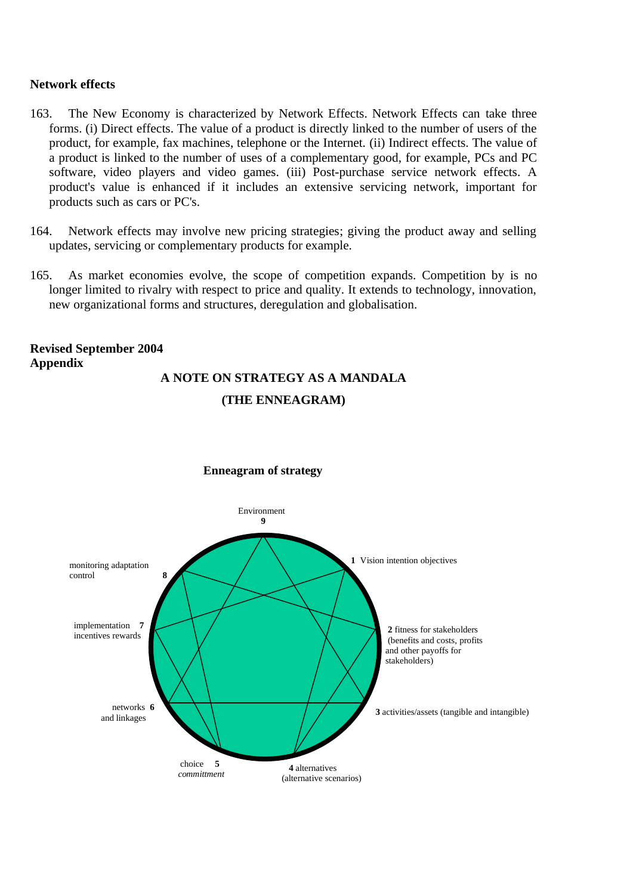**Network effects**

163. The New Economy is characterized by Network Effects. Network Effects can take three forms. (i) Direct effects. The value of a product is directly linked to the number of users of the product, for example, fax machines, telephone or the Internet. (ii) Indirect effects. The value of a product is linked to the number of uses of a complementary good, for example, PCs and PC software, video players and video games. (iii) Post-purchase service network effects. A product's value is enhanced if it includes an extensive servicing network, important for products such as cars or PC's.

164. Network effects may involve new pricing strategies; giving the product away and selling updates, servicing or complementary products for example.

165. As market economies evolve, the scope of competition expands. Competition by is no longer limited to rivalry with respect to price and quality. It extends to technology, innovation, new organizational forms and structures, deregulation and globalisation.

**Revised September 2004**
**Appendix**

## A NOTE ON STRATEGY AS A MANDALA

## (THE ENNEAGRAM)

**Enneagram of strategy**

Environment
**9**

**1** Vision intention objectives

**2** fitness for stakeholders (benefits and costs, profits and other payoffs for stakeholders)

**3** activities/assets (tangible and intangible)

**4** alternatives (alternative scenarios)

choice **5** *committment*

networks **6** and linkages

implementation **7** incentives rewards

monitoring adaptation control **8**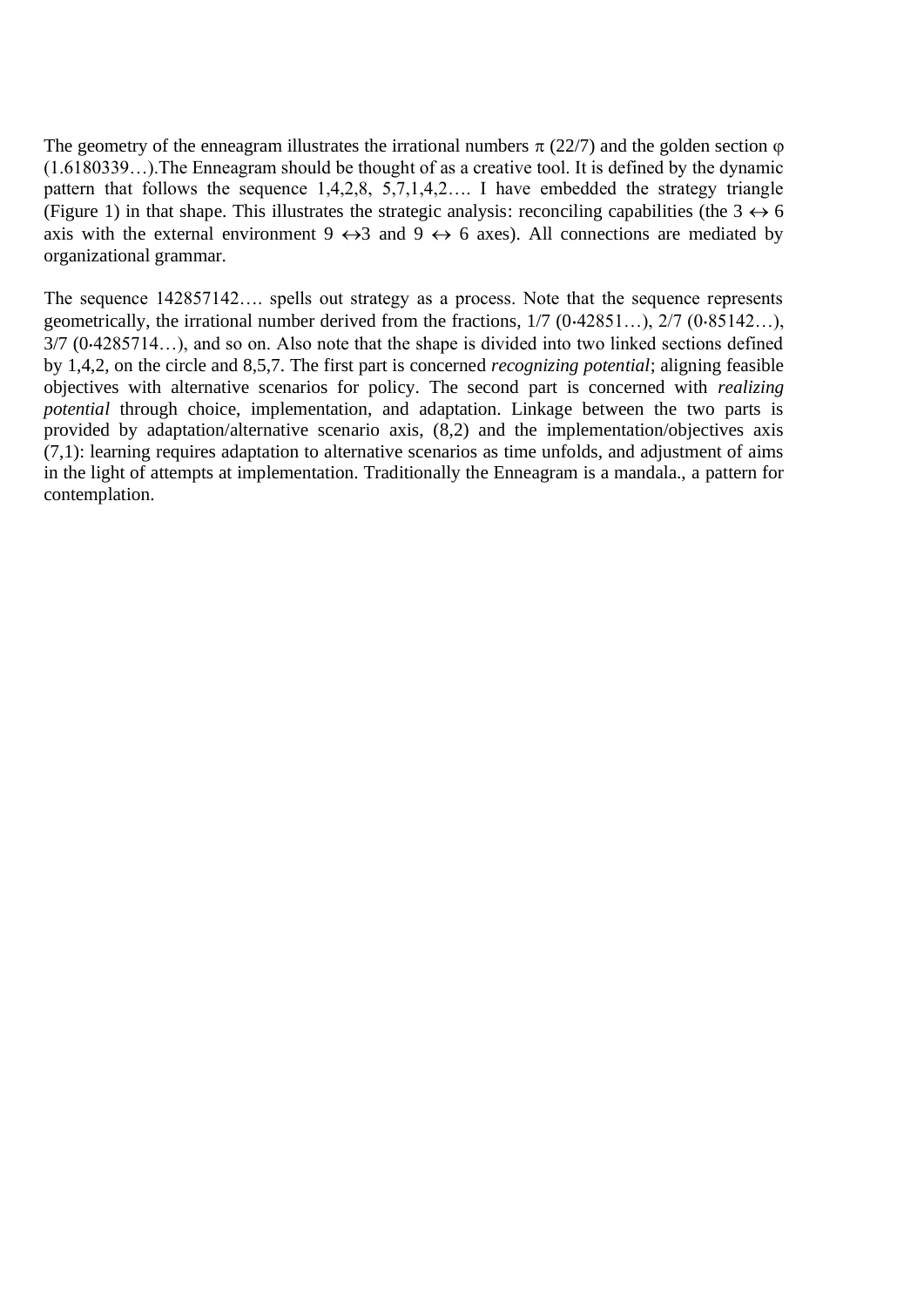The geometry of the enneagram illustrates the irrational numbers $\pi$ (22/7) and the golden section $\varphi$ (1.6180339…).The Enneagram should be thought of as a creative tool. It is defined by the dynamic pattern that follows the sequence 1,4,2,8, 5,7,1,4,2…. I have embedded the strategy triangle (Figure 1) in that shape. This illustrates the strategic analysis: reconciling capabilities (the $3 \leftrightarrow 6$ axis with the external environment $9 \leftrightarrow 3$ and $9 \leftrightarrow 6$ axes). All connections are mediated by organizational grammar.

The sequence 142857142…. spells out strategy as a process. Note that the sequence represents geometrically, the irrational number derived from the fractions, 1/7 (0·42851…), 2/7 (0·85142…), 3/7 (0·4285714…), and so on. Also note that the shape is divided into two linked sections defined by 1,4,2, on the circle and 8,5,7. The first part is concerned *recognizing potential*; aligning feasible objectives with alternative scenarios for policy. The second part is concerned with *realizing potential* through choice, implementation, and adaptation. Linkage between the two parts is provided by adaptation/alternative scenario axis, (8,2) and the implementation/objectives axis (7,1): learning requires adaptation to alternative scenarios as time unfolds, and adjustment of aims in the light of attempts at implementation. Traditionally the Enneagram is a mandala., a pattern for contemplation.